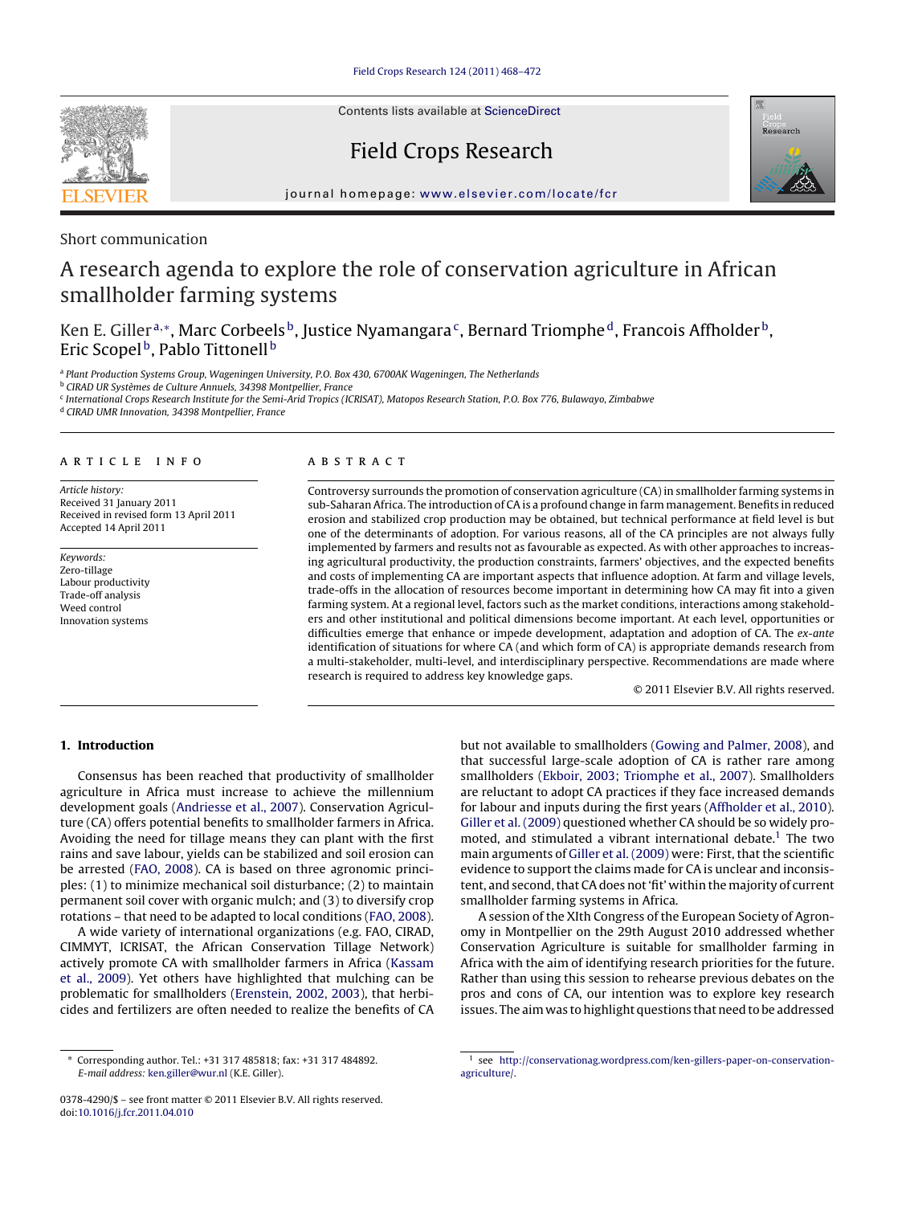Short communication

# A research agenda to explore the role of conservation agriculture in African smallholder farming systems

Ken E. Giller[a,*], Marc Corbeels[b], Justice Nyamangara[c], Bernard Triomphe[d], Francois Affholder[b], Eric Scopel[b], Pablo Tittonell[b]

[a] Plant Production Systems Group, Wageningen University, P.O. Box 430, 6700AK Wageningen, The Netherlands
[b] CIRAD UR Systèmes de Culture Annuels, 34398 Montpellier, France
[c] International Crops Research Institute for the Semi-Arid Tropics (ICRISAT), Matopos Research Station, P.O. Box 776, Bulawayo, Zimbabwe
[d] CIRAD UMR Innovation, 34398 Montpellier, France

## ARTICLE INFO

*Article history:*
Received 31 January 2011
Received in revised form 13 April 2011
Accepted 14 April 2011

*Keywords:*
Zero-tillage
Labour productivity
Trade-off analysis
Weed control
Innovation systems

## ABSTRACT

Controversy surrounds the promotion of conservation agriculture (CA) in smallholder farming systems in sub-Saharan Africa. The introduction of CA is a profound change in farm management. Benefits in reduced erosion and stabilized crop production may be obtained, but technical performance at field level is but one of the determinants of adoption. For various reasons, all of the CA principles are not always fully implemented by farmers and results not as favourable as expected. As with other approaches to increasing agricultural productivity, the production constraints, farmers' objectives, and the expected benefits and costs of implementing CA are important aspects that influence adoption. At farm and village levels, trade-offs in the allocation of resources become important in determining how CA may fit into a given farming system. At a regional level, factors such as the market conditions, interactions among stakeholders and other institutional and political dimensions become important. At each level, opportunities or difficulties emerge that enhance or impede development, adaptation and adoption of CA. The *ex-ante* identification of situations for where CA (and which form of CA) is appropriate demands research from a multi-stakeholder, multi-level, and interdisciplinary perspective. Recommendations are made where research is required to address key knowledge gaps.

© 2011 Elsevier B.V. All rights reserved.

## 1. Introduction

Consensus has been reached that productivity of smallholder agriculture in Africa must increase to achieve the millennium development goals (Andriesse et al., 2007). Conservation Agriculture (CA) offers potential benefits to smallholder farmers in Africa. Avoiding the need for tillage means they can plant with the first rains and save labour, yields can be stabilized and soil erosion can be arrested (FAO, 2008). CA is based on three agronomic principles: (1) to minimize mechanical soil disturbance; (2) to maintain permanent soil cover with organic mulch; and (3) to diversify crop rotations – that need to be adapted to local conditions (FAO, 2008).

A wide variety of international organizations (e.g. FAO, CIRAD, CIMMYT, ICRISAT, the African Conservation Tillage Network) actively promote CA with smallholder farmers in Africa (Kassam et al., 2009). Yet others have highlighted that mulching can be problematic for smallholders (Erenstein, 2002, 2003), that herbicides and fertilizers are often needed to realize the benefits of CA but not available to smallholders (Gowing and Palmer, 2008), and that successful large-scale adoption of CA is rather rare among smallholders (Ekboir, 2003; Triomphe et al., 2007). Smallholders are reluctant to adopt CA practices if they face increased demands for labour and inputs during the first years (Affholder et al., 2010). Giller et al. (2009) questioned whether CA should be so widely promoted, and stimulated a vibrant international debate.[1] The two main arguments of Giller et al. (2009) were: First, that the scientific evidence to support the claims made for CA is unclear and inconsistent, and second, that CA does not 'fit' within the majority of current smallholder farming systems in Africa.

A session of the XIth Congress of the European Society of Agronomy in Montpellier on the 29th August 2010 addressed whether Conservation Agriculture is suitable for smallholder farming in Africa with the aim of identifying research priorities for the future. Rather than using this session to rehearse previous debates on the pros and cons of CA, our intention was to explore key research issues. The aim was to highlight questions that need to be addressed

\* Corresponding author. Tel.: +31 317 485818; fax: +31 317 484892.
*E-mail address:* ken.giller@wur.nl (K.E. Giller).

[1] see http://conservationag.wordpress.com/ken-gillers-paper-on-conservation-agriculture/.

0378-4290/$ – see front matter © 2011 Elsevier B.V. All rights reserved.
doi:10.1016/j.fcr.2011.04.010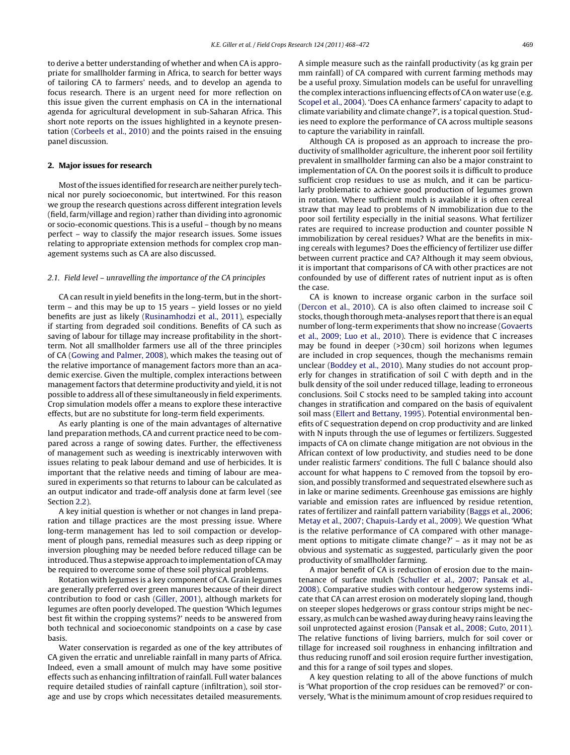to derive a better understanding of whether and when CA is appropriate for smallholder farming in Africa, to search for better ways of tailoring CA to farmers' needs, and to develop an agenda to focus research. There is an urgent need for more reflection on this issue given the current emphasis on CA in the international agenda for agricultural development in sub-Saharan Africa. This short note reports on the issues highlighted in a keynote presentation (Corbeels et al., 2010) and the points raised in the ensuing panel discussion.

## 2. Major issues for research

Most of the issues identified for research are neither purely technical nor purely socioeconomic, but intertwined. For this reason we group the research questions across different integration levels (field, farm/village and region) rather than dividing into agronomic or socio-economic questions. This is a useful – though by no means perfect – way to classify the major research issues. Some issues relating to appropriate extension methods for complex crop management systems such as CA are also discussed.

### 2.1. Field level – unravelling the importance of the CA principles

CA can result in yield benefits in the long-term, but in the short-term – and this may be up to 15 years – yield losses or no yield benefits are just as likely (Rusinamhodzi et al., 2011), especially if starting from degraded soil conditions. Benefits of CA such as saving of labour for tillage may increase profitability in the short-term. Not all smallholder farmers use all of the three principles of CA (Gowing and Palmer, 2008), which makes the teasing out of the relative importance of management factors more than an academic exercise. Given the multiple, complex interactions between management factors that determine productivity and yield, it is not possible to address all of these simultaneously in field experiments. Crop simulation models offer a means to explore these interactive effects, but are no substitute for long-term field experiments.

As early planting is one of the main advantages of alternative land preparation methods, CA and current practice need to be compared across a range of sowing dates. Further, the effectiveness of management such as weeding is inextricably interwoven with issues relating to peak labour demand and use of herbicides. It is important that the relative needs and timing of labour are measured in experiments so that returns to labour can be calculated as an output indicator and trade-off analysis done at farm level (see Section 2.2).

A key initial question is whether or not changes in land preparation and tillage practices are the most pressing issue. Where long-term management has led to soil compaction or development of plough pans, remedial measures such as deep ripping or inversion ploughing may be needed before reduced tillage can be introduced. Thus a stepwise approach to implementation of CA may be required to overcome some of these soil physical problems.

Rotation with legumes is a key component of CA. Grain legumes are generally preferred over green manures because of their direct contribution to food or cash (Giller, 2001), although markets for legumes are often poorly developed. The question 'Which legumes best fit within the cropping systems?' needs to be answered from both technical and socioeconomic standpoints on a case by case basis.

Water conservation is regarded as one of the key attributes of CA given the erratic and unreliable rainfall in many parts of Africa. Indeed, even a small amount of mulch may have some positive effects such as enhancing infiltration of rainfall. Full water balances require detailed studies of rainfall capture (infiltration), soil storage and use by crops which necessitates detailed measurements. A simple measure such as the rainfall productivity (as kg grain per mm rainfall) of CA compared with current farming methods may be a useful proxy. Simulation models can be useful for unravelling the complex interactions influencing effects of CA on water use (e.g. Scopel et al., 2004). 'Does CA enhance farmers' capacity to adapt to climate variability and climate change?', is a topical question. Studies need to explore the performance of CA across multiple seasons to capture the variability in rainfall.

Although CA is proposed as an approach to increase the productivity of smallholder agriculture, the inherent poor soil fertility prevalent in smallholder farming can also be a major constraint to implementation of CA. On the poorest soils it is difficult to produce sufficient crop residues to use as mulch, and it can be particularly problematic to achieve good production of legumes grown in rotation. Where sufficient mulch is available it is often cereal straw that may lead to problems of N immobilization due to the poor soil fertility especially in the initial seasons. What fertilizer rates are required to increase production and counter possible N immobilization by cereal residues? What are the benefits in mixing cereals with legumes? Does the efficiency of fertilizer use differ between current practice and CA? Although it may seem obvious, it is important that comparisons of CA with other practices are not confounded by use of different rates of nutrient input as is often the case.

CA is known to increase organic carbon in the surface soil (Dercon et al., 2010). CA is also often claimed to increase soil C stocks, though thorough meta-analyses report that there is an equal number of long-term experiments that show no increase (Govaerts et al., 2009; Luo et al., 2010). There is evidence that C increases may be found in deeper (>30 cm) soil horizons when legumes are included in crop sequences, though the mechanisms remain unclear (Boddey et al., 2010). Many studies do not account properly for changes in stratification of soil C with depth and in the bulk density of the soil under reduced tillage, leading to erroneous conclusions. Soil C stocks need to be sampled taking into account changes in stratification and compared on the basis of equivalent soil mass (Ellert and Bettany, 1995). Potential environmental benefits of C sequestration depend on crop productivity and are linked with N inputs through the use of legumes or fertilizers. Suggested impacts of CA on climate change mitigation are not obvious in the African context of low productivity, and studies need to be done under realistic farmers' conditions. The full C balance should also account for what happens to C removed from the topsoil by erosion, and possibly transformed and sequestrated elsewhere such as in lake or marine sediments. Greenhouse gas emissions are highly variable and emission rates are influenced by residue retention, rates of fertilizer and rainfall pattern variability (Baggs et al., 2006; Metay et al., 2007; Chapuis-Lardy et al., 2009). We question 'What is the relative performance of CA compared with other management options to mitigate climate change?' – as it may not be as obvious and systematic as suggested, particularly given the poor productivity of smallholder farming.

A major benefit of CA is reduction of erosion due to the maintenance of surface mulch (Schuller et al., 2007; Pansak et al., 2008). Comparative studies with contour hedgerow systems indicate that CA can arrest erosion on moderately sloping land, though on steeper slopes hedgerows or grass contour strips might be necessary, as mulch can be washed away during heavy rains leaving the soil unprotected against erosion (Pansak et al., 2008; Guto, 2011). The relative functions of living barriers, mulch for soil cover or tillage for increased soil roughness in enhancing infiltration and thus reducing runoff and soil erosion require further investigation, and this for a range of soil types and slopes.

A key question relating to all of the above functions of mulch is 'What proportion of the crop residues can be removed?' or conversely, 'What is the minimum amount of crop residues required to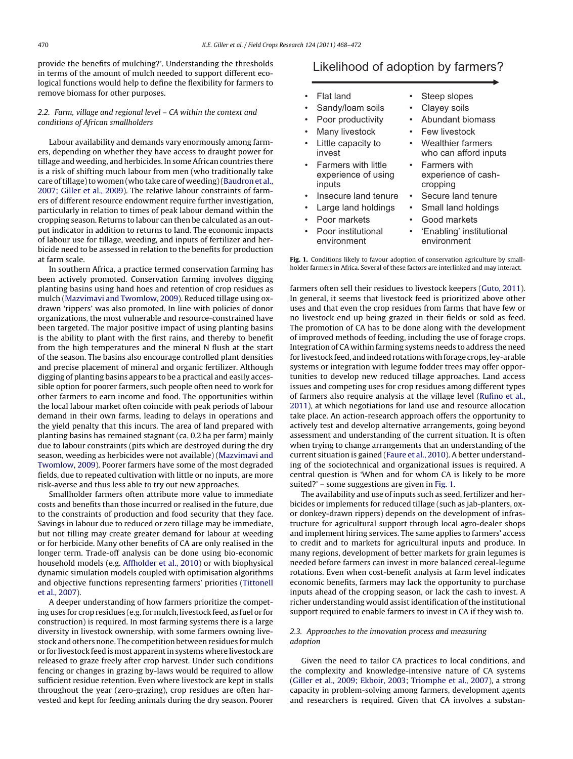provide the benefits of mulching?'. Understanding the thresholds in terms of the amount of mulch needed to support different ecological functions would help to define the flexibility for farmers to remove biomass for other purposes.

### 2.2. Farm, village and regional level – CA within the context and conditions of African smallholders

Labour availability and demands vary enormously among farmers, depending on whether they have access to draught power for tillage and weeding, and herbicides. In some African countries there is a risk of shifting much labour from men (who traditionally take care of tillage) to women (who take care of weeding) (Baudron et al., 2007; Giller et al., 2009). The relative labour constraints of farmers of different resource endowment require further investigation, particularly in relation to times of peak labour demand within the cropping season. Returns to labour can then be calculated as an output indicator in addition to returns to land. The economic impacts of labour use for tillage, weeding, and inputs of fertilizer and herbicide need to be assessed in relation to the benefits for production at farm scale.

In southern Africa, a practice termed conservation farming has been actively promoted. Conservation farming involves digging planting basins using hand hoes and retention of crop residues as mulch (Mazvimavi and Twomlow, 2009). Reduced tillage using ox-drawn 'rippers' was also promoted. In line with policies of donor organizations, the most vulnerable and resource-constrained have been targeted. The major positive impact of using planting basins is the ability to plant with the first rains, and thereby to benefit from the high temperatures and the mineral N flush at the start of the season. The basins also encourage controlled plant densities and precise placement of mineral and organic fertilizer. Although digging of planting basins appears to be a practical and easily accessible option for poorer farmers, such people often need to work for other farmers to earn income and food. The opportunities within the local labour market often coincide with peak periods of labour demand in their own farms, leading to delays in operations and the yield penalty that this incurs. The area of land prepared with planting basins has remained stagnant (ca. 0.2 ha per farm) mainly due to labour constraints (pits which are destroyed during the dry season, weeding as herbicides were not available) (Mazvimavi and Twomlow, 2009). Poorer farmers have some of the most degraded fields, due to repeated cultivation with little or no inputs, are more risk-averse and thus less able to try out new approaches.

Smallholder farmers often attribute more value to immediate costs and benefits than those incurred or realised in the future, due to the constraints of production and food security that they face. Savings in labour due to reduced or zero tillage may be immediate, but not tilling may create greater demand for labour at weeding or for herbicide. Many other benefits of CA are only realised in the longer term. Trade-off analysis can be done using bio-economic household models (e.g. Affholder et al., 2010) or with biophysical dynamic simulation models coupled with optimisation algorithms and objective functions representing farmers' priorities (Tittonell et al., 2007).

A deeper understanding of how farmers prioritize the competing uses for crop residues (e.g. for mulch, livestock feed, as fuel or for construction) is required. In most farming systems there is a large diversity in livestock ownership, with some farmers owning livestock and others none. The competition between residues for mulch or for livestock feed is most apparent in systems where livestock are released to graze freely after crop harvest. Under such conditions fencing or changes in grazing by-laws would be required to allow sufficient residue retention. Even where livestock are kept in stalls throughout the year (zero-grazing), crop residues are often harvested and kept for feeding animals during the dry season. Poorer farmers often sell their residues to livestock keepers (Guto, 2011). In general, it seems that livestock feed is prioritized above other uses and that even the crop residues from farms that have few or no livestock end up being grazed in their fields or sold as feed. The promotion of CA has to be done along with the development of improved methods of feeding, including the use of forage crops. Integration of CA within farming systems needs to address the need for livestock feed, and indeed rotations with forage crops, ley-arable systems or integration with legume fodder trees may offer opportunities to develop new reduced tillage approaches. Land access issues and competing uses for crop residues among different types of farmers also require analysis at the village level (Rufino et al., 2011), at which negotiations for land use and resource allocation take place. An action-research approach offers the opportunity to actively test and develop alternative arrangements, going beyond assessment and understanding of the current situation. It is often when trying to change arrangements that an understanding of the current situation is gained (Faure et al., 2010). A better understanding of the sociotechnical and organizational issues is required. A central question is 'When and for whom CA is likely to be more suited?' – some suggestions are given in Fig. 1.

**Likelihood of adoption by farmers?** →

| | |
|---|---|
| Flat land | Steep slopes |
| Sandy/loam soils | Clayey soils |
| Poor productivity | Abundant biomass |
| Many livestock | Few livestock |
| Little capacity to invest | Wealthier farmers who can afford inputs |
| Farmers with little experience of using inputs | Farmers with experience of cash-cropping |
| Insecure land tenure | Secure land tenure |
| Large land holdings | Small land holdings |
| Poor markets | Good markets |
| Poor institutional environment | 'Enabling' institutional environment |

**Fig. 1.** Conditions likely to favour adoption of conservation agriculture by smallholder farmers in Africa. Several of these factors are interlinked and may interact.

The availability and use of inputs such as seed, fertilizer and herbicides or implements for reduced tillage (such as jab-planters, ox- or donkey-drawn rippers) depends on the development of infrastructure for agricultural support through local agro-dealer shops and implement hiring services. The same applies to farmers' access to credit and to markets for agricultural inputs and produce. In many regions, development of better markets for grain legumes is needed before farmers can invest in more balanced cereal-legume rotations. Even when cost-benefit analysis at farm level indicates economic benefits, farmers may lack the opportunity to purchase inputs ahead of the cropping season, or lack the cash to invest. A richer understanding would assist identification of the institutional support required to enable farmers to invest in CA if they wish to.

### 2.3. Approaches to the innovation process and measuring adoption

Given the need to tailor CA practices to local conditions, and the complexity and knowledge-intensive nature of CA systems (Giller et al., 2009; Ekboir, 2003; Triomphe et al., 2007), a strong capacity in problem-solving among farmers, development agents and researchers is required. Given that CA involves a substan-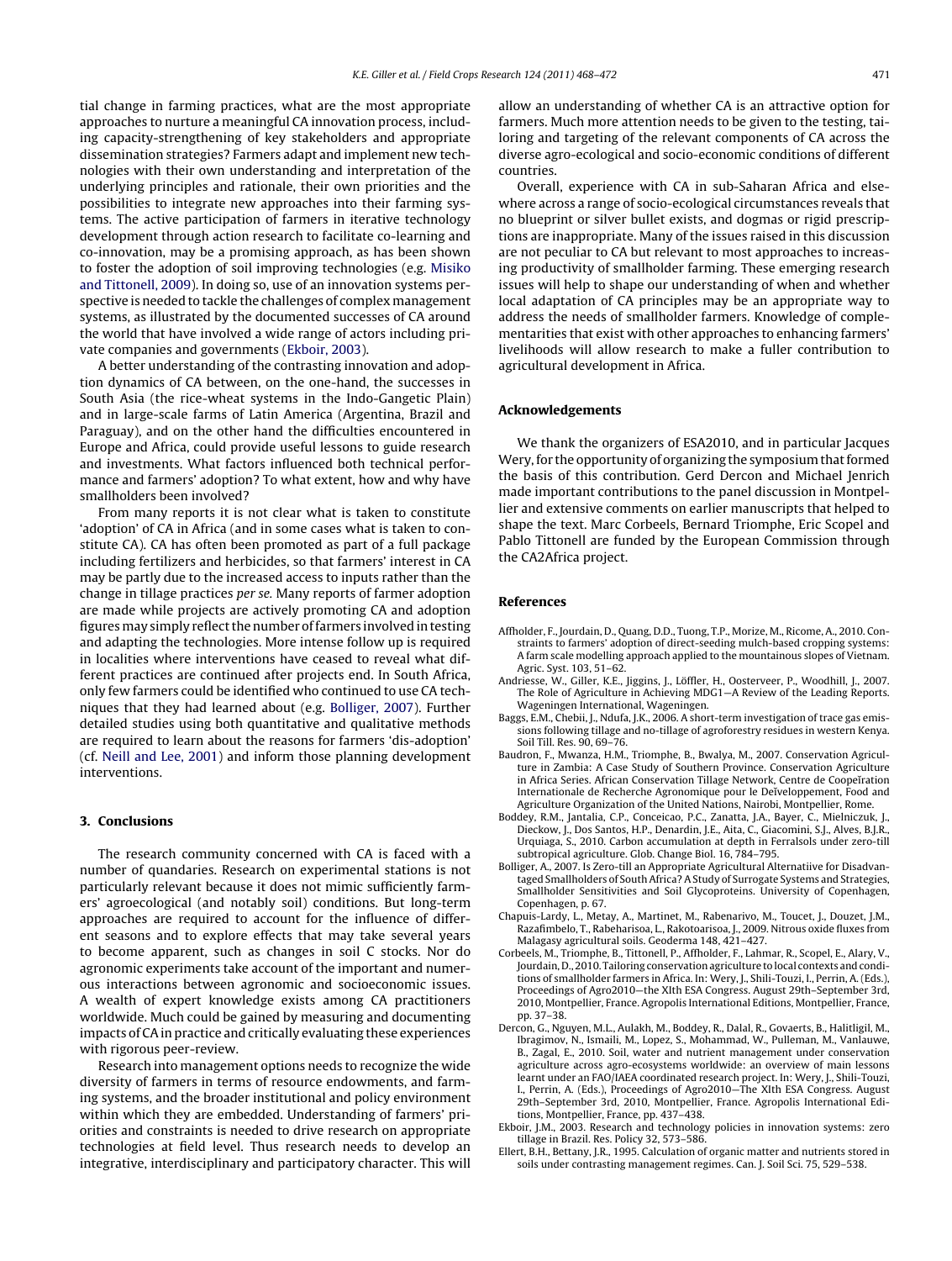tial change in farming practices, what are the most appropriate approaches to nurture a meaningful CA innovation process, including capacity-strengthening of key stakeholders and appropriate dissemination strategies? Farmers adapt and implement new technologies with their own understanding and interpretation of the underlying principles and rationale, their own priorities and the possibilities to integrate new approaches into their farming systems. The active participation of farmers in iterative technology development through action research to facilitate co-learning and co-innovation, may be a promising approach, as has been shown to foster the adoption of soil improving technologies (e.g. Misiko and Tittonell, 2009). In doing so, use of an innovation systems perspective is needed to tackle the challenges of complex management systems, as illustrated by the documented successes of CA around the world that have involved a wide range of actors including private companies and governments (Ekboir, 2003).

A better understanding of the contrasting innovation and adoption dynamics of CA between, on the one-hand, the successes in South Asia (the rice-wheat systems in the Indo-Gangetic Plain) and in large-scale farms of Latin America (Argentina, Brazil and Paraguay), and on the other hand the difficulties encountered in Europe and Africa, could provide useful lessons to guide research and investments. What factors influenced both technical performance and farmers' adoption? To what extent, how and why have smallholders been involved?

From many reports it is not clear what is taken to constitute 'adoption' of CA in Africa (and in some cases what is taken to constitute CA). CA has often been promoted as part of a full package including fertilizers and herbicides, so that farmers' interest in CA may be partly due to the increased access to inputs rather than the change in tillage practices *per se*. Many reports of farmer adoption are made while projects are actively promoting CA and adoption figures may simply reflect the number of farmers involved in testing and adapting the technologies. More intense follow up is required in localities where interventions have ceased to reveal what different practices are continued after projects end. In South Africa, only few farmers could be identified who continued to use CA techniques that they had learned about (e.g. Bolliger, 2007). Further detailed studies using both quantitative and qualitative methods are required to learn about the reasons for farmers 'dis-adoption' (cf. Neill and Lee, 2001) and inform those planning development interventions.

## 3. Conclusions

The research community concerned with CA is faced with a number of quandaries. Research on experimental stations is not particularly relevant because it does not mimic sufficiently farmers' agroecological (and notably soil) conditions. But long-term approaches are required to account for the influence of different seasons and to explore effects that may take several years to become apparent, such as changes in soil C stocks. Nor do agronomic experiments take account of the important and numerous interactions between agronomic and socioeconomic issues. A wealth of expert knowledge exists among CA practitioners worldwide. Much could be gained by measuring and documenting impacts of CA in practice and critically evaluating these experiences with rigorous peer-review.

Research into management options needs to recognize the wide diversity of farmers in terms of resource endowments, and farming systems, and the broader institutional and policy environment within which they are embedded. Understanding of farmers' priorities and constraints is needed to drive research on appropriate technologies at field level. Thus research needs to develop an integrative, interdisciplinary and participatory character. This will allow an understanding of whether CA is an attractive option for farmers. Much more attention needs to be given to the testing, tailoring and targeting of the relevant components of CA across the diverse agro-ecological and socio-economic conditions of different countries.

Overall, experience with CA in sub-Saharan Africa and elsewhere across a range of socio-ecological circumstances reveals that no blueprint or silver bullet exists, and dogmas or rigid prescriptions are inappropriate. Many of the issues raised in this discussion are not peculiar to CA but relevant to most approaches to increasing productivity of smallholder farming. These emerging research issues will help to shape our understanding of when and whether local adaptation of CA principles may be an appropriate way to address the needs of smallholder farmers. Knowledge of complementarities that exist with other approaches to enhancing farmers' livelihoods will allow research to make a fuller contribution to agricultural development in Africa.

## Acknowledgements

We thank the organizers of ESA2010, and in particular Jacques Wery, for the opportunity of organizing the symposium that formed the basis of this contribution. Gerd Dercon and Michael Jenrich made important contributions to the panel discussion in Montpellier and extensive comments on earlier manuscripts that helped to shape the text. Marc Corbeels, Bernard Triomphe, Eric Scopel and Pablo Tittonell are funded by the European Commission through the CA2Africa project.

## References

Affholder, F., Jourdain, D., Quang, D.D., Tuong, T.P., Morize, M., Ricome, A., 2010. Constraints to farmers' adoption of direct-seeding mulch-based cropping systems: A farm scale modelling approach applied to the mountainous slopes of Vietnam. Agric. Syst. 103, 51–62.

Andriesse, W., Giller, K.E., Jiggins, J., Löffler, H., Oosterveer, P., Woodhill, J., 2007. The Role of Agriculture in Achieving MDG1—A Review of the Leading Reports. Wageningen International, Wageningen.

Baggs, E.M., Chebii, J., Ndufa, J.K., 2006. A short-term investigation of trace gas emissions following tillage and no-tillage of agroforestry residues in western Kenya. Soil Till. Res. 90, 69–76.

Baudron, F., Mwanza, H.M., Triomphe, B., Bwalya, M., 2007. Conservation Agriculture in Zambia: A Case Study of Southern Province. Conservation Agriculture in Africa Series. African Conservation Tillage Network, Centre de Coopéraion Internationale de Recherche Agronomique pour le Développement, Food and Agriculture Organization of the United Nations, Nairobi, Montpellier, Rome.

Boddey, R.M., Jantalia, C.P., Conceicao, P.C., Zanatta, J.A., Bayer, C., Mielniczuk, J., Dieckow, J., Dos Santos, H.P., Denardin, J.E., Aita, C., Giacomini, S.J., Alves, B.J.R., Urquiaga, S., 2010. Carbon accumulation at depth in Ferralsols under zero-till subtropical agriculture. Glob. Change Biol. 16, 784–795.

Bolliger, A., 2007. Is Zero-till an Appropriate Agricultural Alternatiive for Disadvantaged Smallholders of South Africa? A Study of Surrogate Systems and Strategies, Smallholder Sensitivities and Soil Glycoproteins. University of Copenhagen, Copenhagen, p. 67.

Chapuis-Lardy, L., Metay, A., Martinet, M., Rabenarivo, M., Toucet, J., Douzet, J.M., Razafimbelo, T., Rabeharisoa, L., Rakotoarisoa, J., 2009. Nitrous oxide fluxes from Malagasy agricultural soils. Geoderma 148, 421–427.

Corbeels, M., Triomphe, B., Tittonell, P., Affholder, F., Lahmar, R., Scopel, E., Alary, V., Jourdain, D., 2010. Tailoring conservation agriculture to local contexts and conditions of smallholder farmers in Africa. In: Wery, J., Shili-Touzi, I., Perrin, A. (Eds.), Proceedings of Agro2010—the XIth ESA Congress. August 29th–September 3rd, 2010, Montpellier, France. Agropolis International Editions, Montpellier, France, pp. 37–38.

Dercon, G., Nguyen, M.L., Aulakh, M., Boddey, R., Dalal, R., Govaerts, B., Halitligil, M., Ibragimov, N., Ismaili, M., Lopez, S., Mohammad, W., Pulleman, M., Vanlauwe, B., Zagal, E., 2010. Soil, water and nutrient management under conservation agriculture across agro-ecosystems worldwide: an overview of main lessons learnt under an FAO/IAEA coordinated research project. In: Wery, J., Shili-Touzi, I., Perrin, A. (Eds.), Proceedings of Agro2010—The XIth ESA Congress. August 29th–September 3rd, 2010, Montpellier, France. Agropolis International Editions, Montpellier, France, pp. 437–438.

Ekboir, J.M., 2003. Research and technology policies in innovation systems: zero tillage in Brazil. Res. Policy 32, 573–586.

Ellert, B.H., Bettany, J.R., 1995. Calculation of organic matter and nutrients stored in soils under contrasting management regimes. Can. J. Soil Sci. 75, 529–538.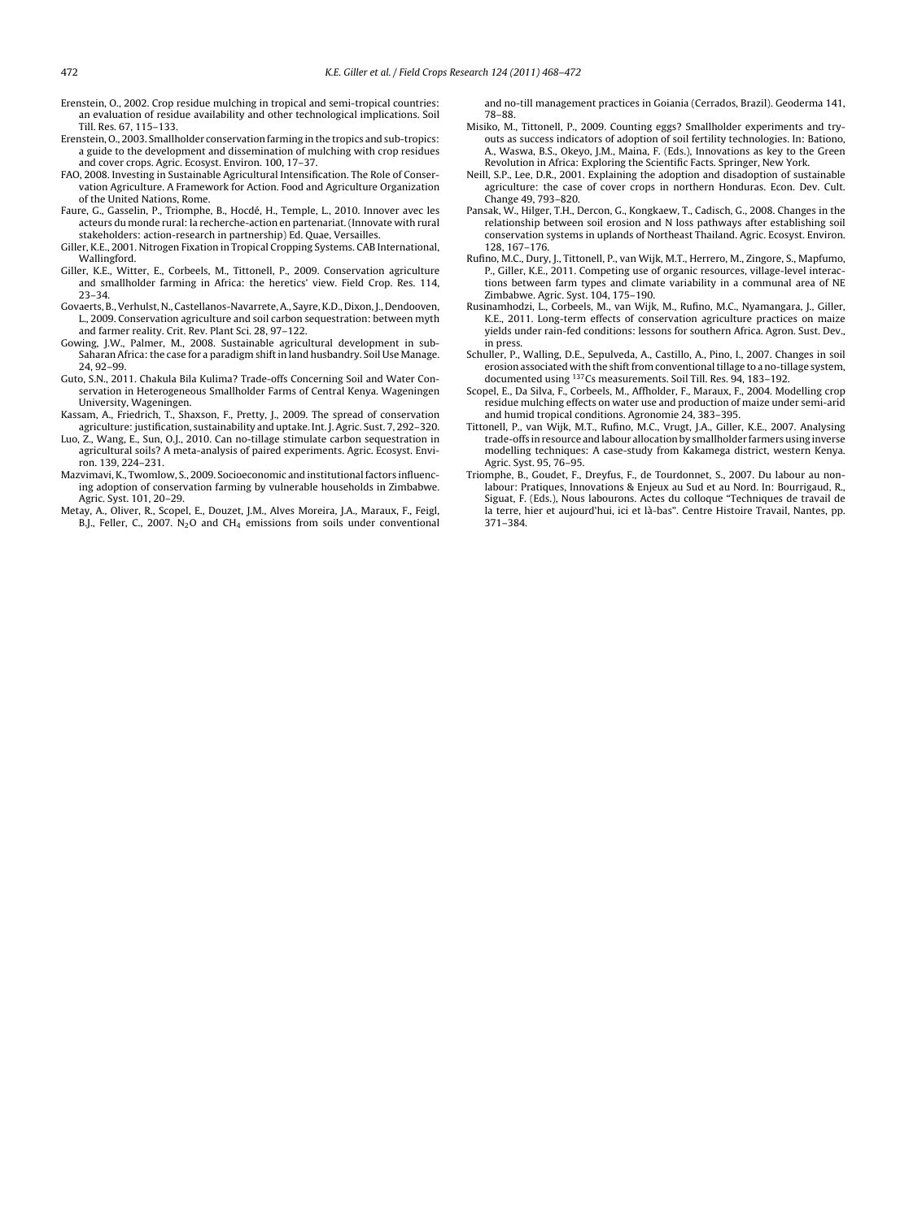Erenstein, O., 2002. Crop residue mulching in tropical and semi-tropical countries: an evaluation of residue availability and other technological implications. Soil Till. Res. 67, 115–133.

Erenstein, O., 2003. Smallholder conservation farming in the tropics and sub-tropics: a guide to the development and dissemination of mulching with crop residues and cover crops. Agric. Ecosyst. Environ. 100, 17–37.

FAO, 2008. Investing in Sustainable Agricultural Intensification. The Role of Conservation Agriculture. A Framework for Action. Food and Agriculture Organization of the United Nations, Rome.

Faure, G., Gasselin, P., Triomphe, B., Hocdé, H., Temple, L., 2010. Innover avec les acteurs du monde rural: la recherche-action en partenariat. (Innovate with rural stakeholders: action-research in partnership) Ed. Quae, Versailles.

Giller, K.E., 2001. Nitrogen Fixation in Tropical Cropping Systems. CAB International, Wallingford.

Giller, K.E., Witter, E., Corbeels, M., Tittonell, P., 2009. Conservation agriculture and smallholder farming in Africa: the heretics' view. Field Crop. Res. 114, 23–34.

Govaerts, B., Verhulst, N., Castellanos-Navarrete, A., Sayre, K.D., Dixon, J., Dendooven, L., 2009. Conservation agriculture and soil carbon sequestration: between myth and farmer reality. Crit. Rev. Plant Sci. 28, 97–122.

Gowing, J.W., Palmer, M., 2008. Sustainable agricultural development in sub-Saharan Africa: the case for a paradigm shift in land husbandry. Soil Use Manage. 24, 92–99.

Guto, S.N., 2011. Chakula Bila Kulima? Trade-offs Concerning Soil and Water Conservation in Heterogeneous Smallholder Farms of Central Kenya. Wageningen University, Wageningen.

Kassam, A., Friedrich, T., Shaxson, F., Pretty, J., 2009. The spread of conservation agriculture: justification, sustainability and uptake. Int. J. Agric. Sust. 7, 292–320.

Luo, Z., Wang, E., Sun, O.J., 2010. Can no-tillage stimulate carbon sequestration in agricultural soils? A meta-analysis of paired experiments. Agric. Ecosyst. Environ. 139, 224–231.

Mazvimavi, K., Twomlow, S., 2009. Socioeconomic and institutional factors influencing adoption of conservation farming by vulnerable households in Zimbabwe. Agric. Syst. 101, 20–29.

Metay, A., Oliver, R., Scopel, E., Douzet, J.M., Alves Moreira, J.A., Maraux, F., Feigl, B.J., Feller, C., 2007. $N_2O$ and $CH_4$ emissions from soils under conventional and no-till management practices in Goiania (Cerrados, Brazil). Geoderma 141, 78–88.

Misiko, M., Tittonell, P., 2009. Counting eggs? Smallholder experiments and try-outs as success indicators of adoption of soil fertility technologies. In: Bationo, A., Waswa, B.S., Okeyo, J.M., Maina, F. (Eds.), Innovations as key to the Green Revolution in Africa: Exploring the Scientific Facts. Springer, New York.

Neill, S.P., Lee, D.R., 2001. Explaining the adoption and disadoption of sustainable agriculture: the case of cover crops in northern Honduras. Econ. Dev. Cult. Change 49, 793–820.

Pansak, W., Hilger, T.H., Dercon, G., Kongkaew, T., Cadisch, G., 2008. Changes in the relationship between soil erosion and N loss pathways after establishing soil conservation systems in uplands of Northeast Thailand. Agric. Ecosyst. Environ. 128, 167–176.

Rufino, M.C., Dury, J., Tittonell, P., van Wijk, M.T., Herrero, M., Zingore, S., Mapfumo, P., Giller, K.E., 2011. Competing use of organic resources, village-level interactions between farm types and climate variability in a communal area of NE Zimbabwe. Agric. Syst. 104, 175–190.

Rusinamhodzi, L., Corbeels, M., van Wijk, M., Rufino, M.C., Nyamangara, J., Giller, K.E., 2011. Long-term effects of conservation agriculture practices on maize yields under rain-fed conditions: lessons for southern Africa. Agron. Sust. Dev., in press.

Schuller, P., Walling, D.E., Sepulveda, A., Castillo, A., Pino, I., 2007. Changes in soil erosion associated with the shift from conventional tillage to a no-tillage system, documented using $^{137}Cs$ measurements. Soil Till. Res. 94, 183–192.

Scopel, E., Da Silva, F., Corbeels, M., Affholder, F., Maraux, F., 2004. Modelling crop residue mulching effects on water use and production of maize under semi-arid and humid tropical conditions. Agronomie 24, 383–395.

Tittonell, P., van Wijk, M.T., Rufino, M.C., Vrugt, J.A., Giller, K.E., 2007. Analysing trade-offs in resource and labour allocation by smallholder farmers using inverse modelling techniques: A case-study from Kakamega district, western Kenya. Agric. Syst. 95, 76–95.

Triomphe, B., Goudet, F., Dreyfus, F., de Tourdonnet, S., 2007. Du labour au non-labour: Pratiques, Innovations & Enjeux au Sud et au Nord. In: Bourrigaud, R., Siguat, F. (Eds.), Nous labourons. Actes du colloque "Techniques de travail de la terre, hier et aujourd'hui, ici et là-bas". Centre Histoire Travail, Nantes, pp. 371–384.